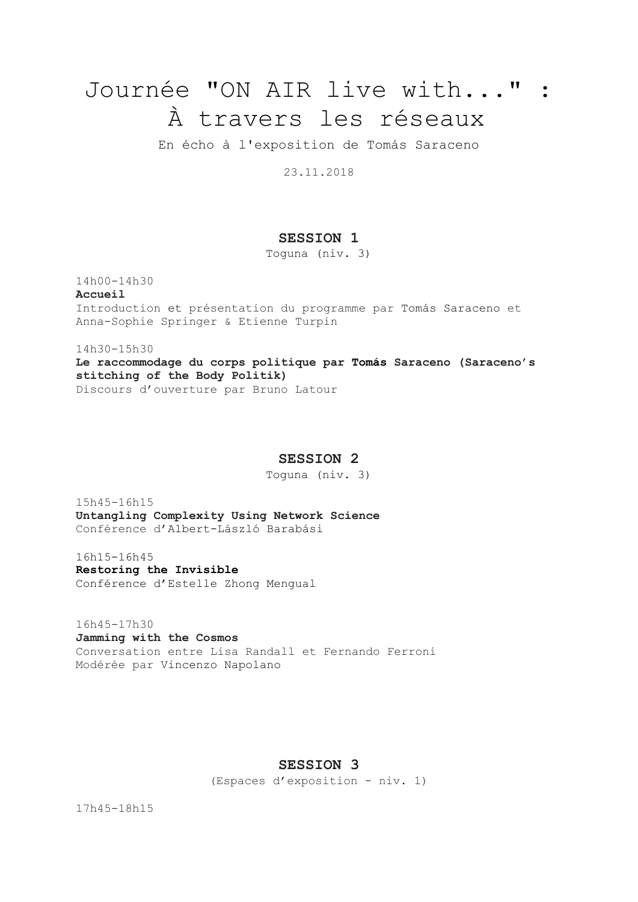# Journée "ON AIR live with..." : À travers les réseaux

En écho à l'exposition de Tomás Saraceno

23.11.2018

## SESSION 1

Toguna (niv. 3)

14h00-14h30
**Accueil**
Introduction et présentation du programme par Tomás Saraceno et Anna-Sophie Springer & Etienne Turpin

14h30-15h30
**Le raccommodage du corps politique par Tomás Saraceno (Saraceno's stitching of the Body Politik)**
Discours d'ouverture par Bruno Latour

## SESSION 2

Toguna (niv. 3)

15h45-16h15
**Untangling Complexity Using Network Science**
Conférence d'Albert-László Barabási

16h15-16h45
**Restoring the Invisible**
Conférence d'Estelle Zhong Mengual

16h45-17h30
**Jamming with the Cosmos**
Conversation entre Lisa Randall et Fernando Ferroni
Modérée par Vincenzo Napolano

## SESSION 3

(Espaces d'exposition - niv. 1)

17h45-18h15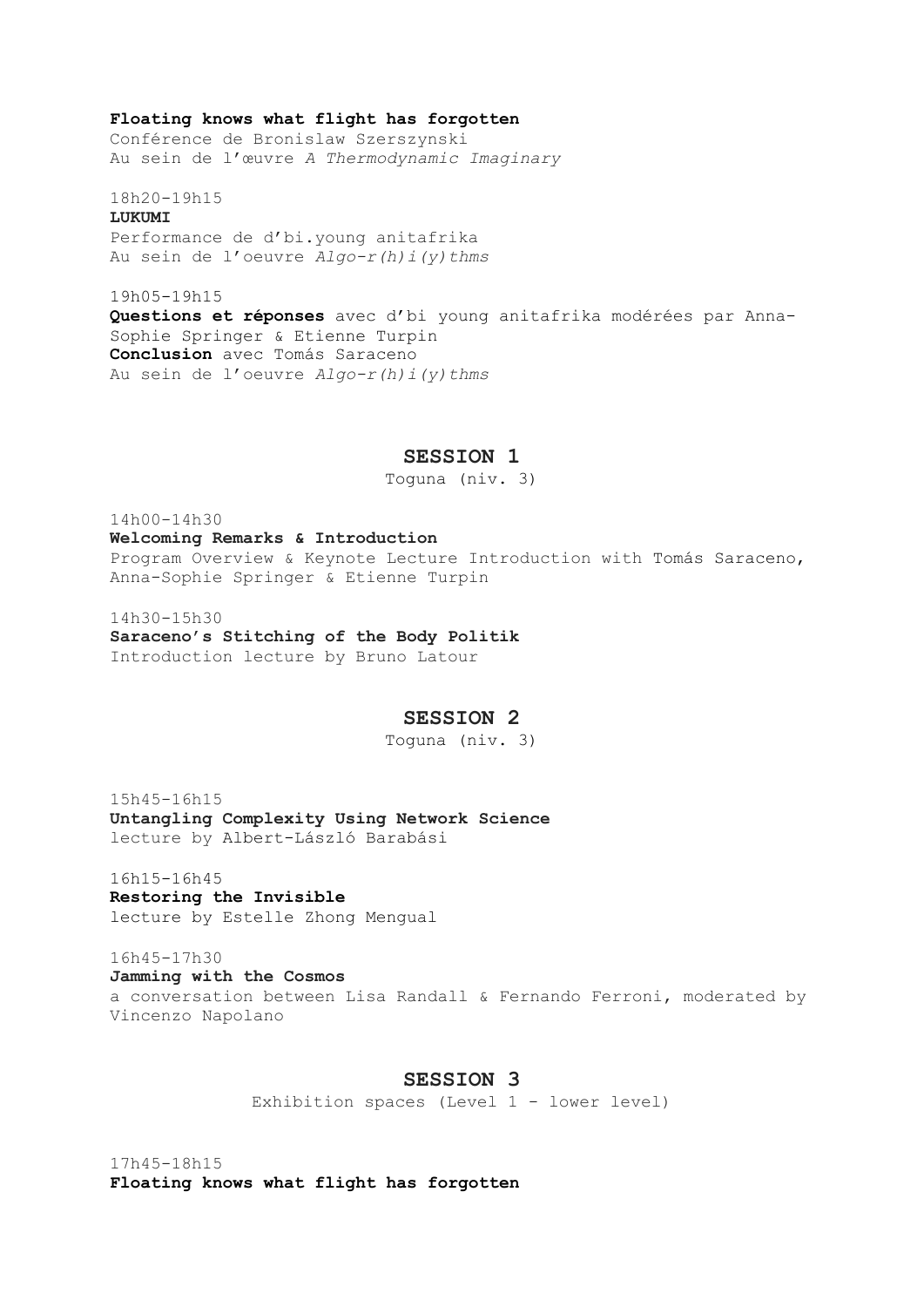**Floating knows what flight has forgotten**
Conférence de Bronislaw Szerszynski
Au sein de l'œuvre *A Thermodynamic Imaginary*

18h20-19h15
**LUKUMI**
Performance de d'bi.young anitafrika
Au sein de l'oeuvre *Algo-r(h)i(y)thms*

19h05-19h15
**Questions et réponses** avec d'bi young anitafrika modérées par Anna-Sophie Springer & Etienne Turpin
**Conclusion** avec Tomás Saraceno
Au sein de l'oeuvre *Algo-r(h)i(y)thms*

## SESSION 1

Toguna (niv. 3)

14h00-14h30
**Welcoming Remarks & Introduction**
Program Overview & Keynote Lecture Introduction with Tomás Saraceno, Anna-Sophie Springer & Etienne Turpin

14h30-15h30
**Saraceno's Stitching of the Body Politik**
Introduction lecture by Bruno Latour

## SESSION 2

Toguna (niv. 3)

15h45-16h15
**Untangling Complexity Using Network Science**
lecture by Albert-László Barabási

16h15-16h45
**Restoring the Invisible**
lecture by Estelle Zhong Mengual

16h45-17h30
**Jamming with the Cosmos**
a conversation between Lisa Randall & Fernando Ferroni, moderated by Vincenzo Napolano

## SESSION 3

Exhibition spaces (Level 1 - lower level)

17h45-18h15
**Floating knows what flight has forgotten**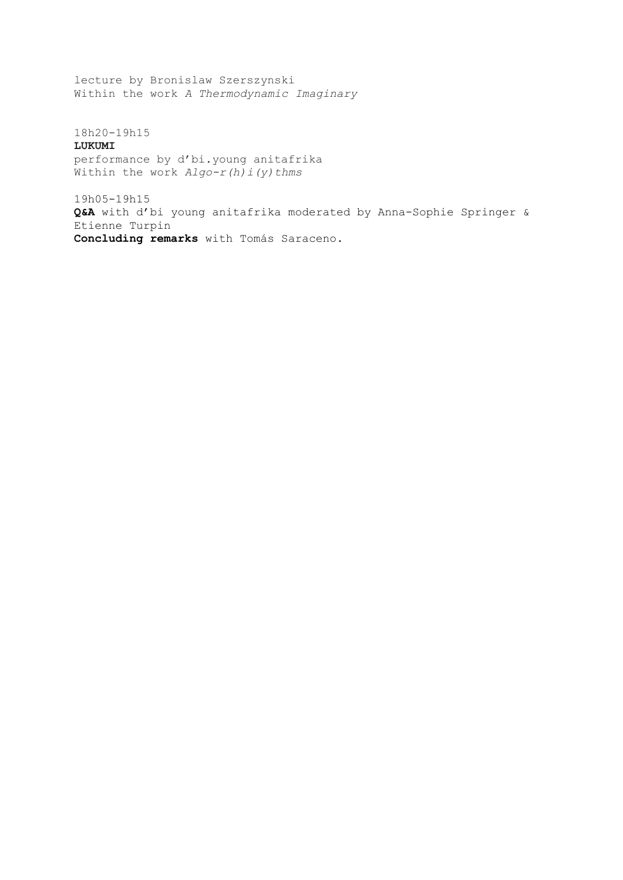lecture by Bronislaw Szerszynski
Within the work *A Thermodynamic Imaginary*

18h20-19h15
**LUKUMI**
performance by d'bi.young anitafrika
Within the work *Algo-r(h)i(y)thms*

19h05-19h15
**Q&A** with d'bi young anitafrika moderated by Anna-Sophie Springer & Etienne Turpin
**Concluding remarks** with Tomás Saraceno.